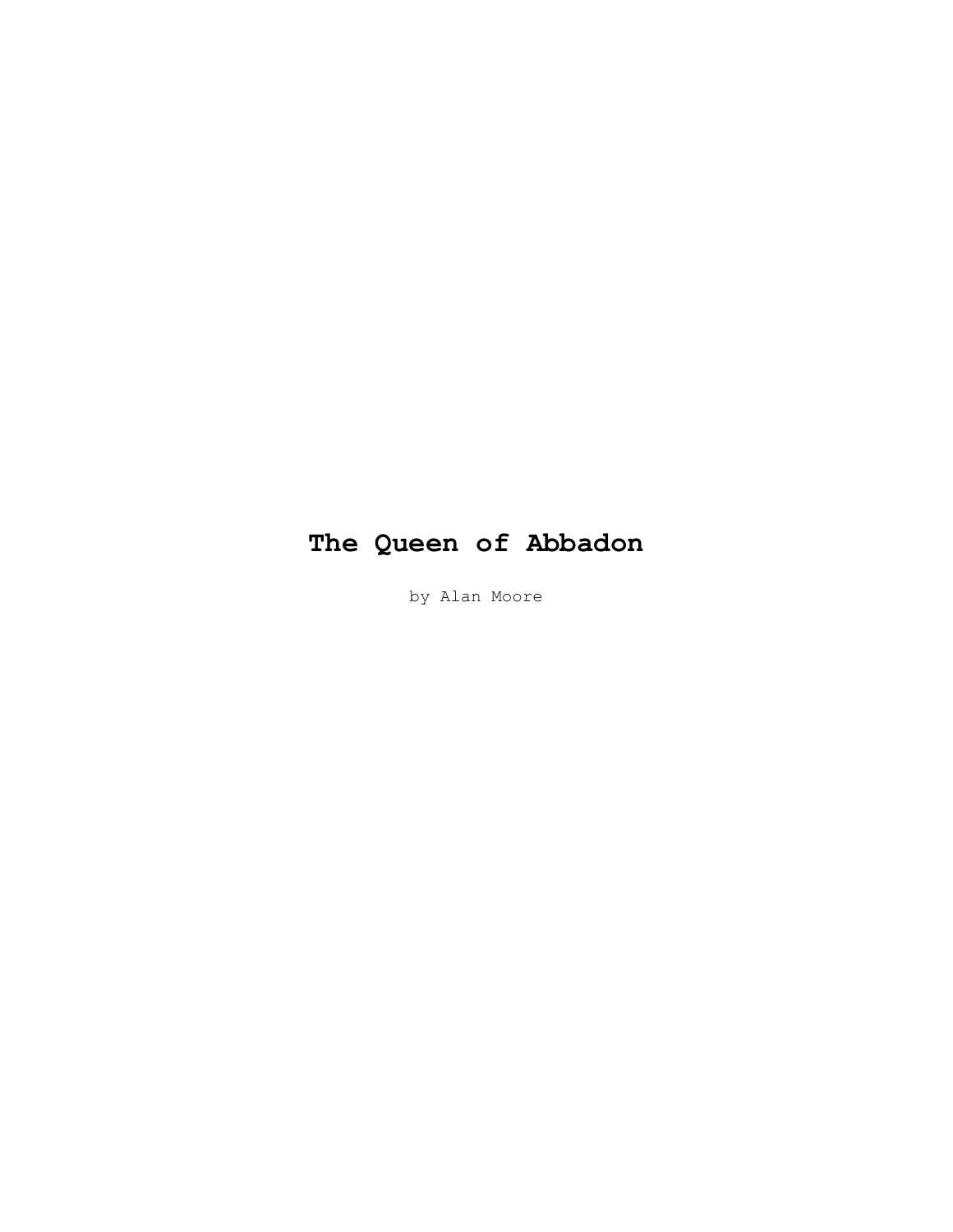# The Queen of Abbadon

by Alan Moore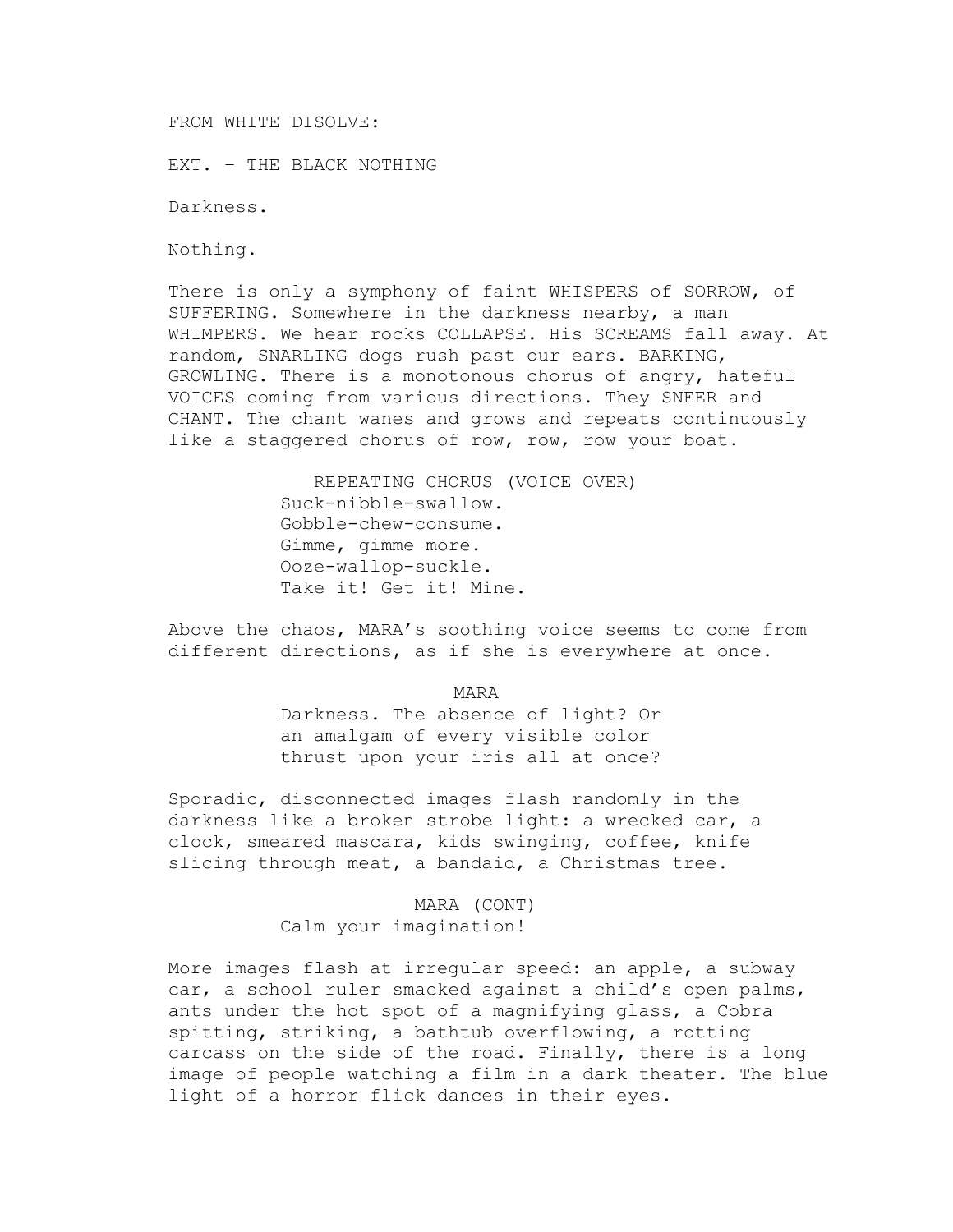FROM WHITE DISOLVE:

EXT. – THE BLACK NOTHING

Darkness.

Nothing.

There is only a symphony of faint WHISPERS of SORROW, of SUFFERING. Somewhere in the darkness nearby, a man WHIMPERS. We hear rocks COLLAPSE. His SCREAMS fall away. At random, SNARLING dogs rush past our ears. BARKING, GROWLING. There is a monotonous chorus of angry, hateful VOICES coming from various directions. They SNEER and CHANT. The chant wanes and grows and repeats continuously like a staggered chorus of row, row, row your boat.

REPEATING CHORUS (VOICE OVER)
Suck-nibble-swallow.
Gobble-chew-consume.
Gimme, gimme more.
Ooze-wallop-suckle.
Take it! Get it! Mine.

Above the chaos, MARA's soothing voice seems to come from different directions, as if she is everywhere at once.

MARA
Darkness. The absence of light? Or an amalgam of every visible color thrust upon your iris all at once?

Sporadic, disconnected images flash randomly in the darkness like a broken strobe light: a wrecked car, a clock, smeared mascara, kids swinging, coffee, knife slicing through meat, a bandaid, a Christmas tree.

MARA (CONT)
Calm your imagination!

More images flash at irregular speed: an apple, a subway car, a school ruler smacked against a child's open palms, ants under the hot spot of a magnifying glass, a Cobra spitting, striking, a bathtub overflowing, a rotting carcass on the side of the road. Finally, there is a long image of people watching a film in a dark theater. The blue light of a horror flick dances in their eyes.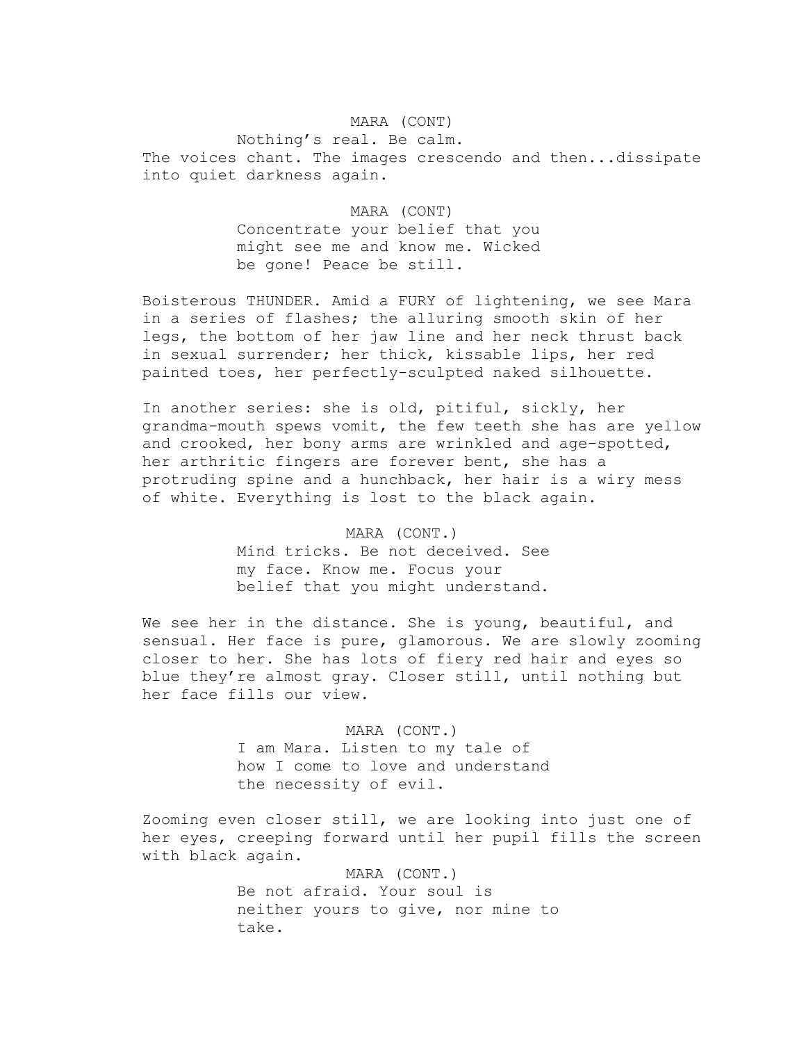MARA (CONT)

Nothing's real. Be calm.

The voices chant. The images crescendo and then...dissipate into quiet darkness again.

MARA (CONT)

Concentrate your belief that you might see me and know me. Wicked be gone! Peace be still.

Boisterous THUNDER. Amid a FURY of lightening, we see Mara in a series of flashes; the alluring smooth skin of her legs, the bottom of her jaw line and her neck thrust back in sexual surrender; her thick, kissable lips, her red painted toes, her perfectly-sculpted naked silhouette.

In another series: she is old, pitiful, sickly, her grandma-mouth spews vomit, the few teeth she has are yellow and crooked, her bony arms are wrinkled and age-spotted, her arthritic fingers are forever bent, she has a protruding spine and a hunchback, her hair is a wiry mess of white. Everything is lost to the black again.

MARA (CONT.)

Mind tricks. Be not deceived. See my face. Know me. Focus your belief that you might understand.

We see her in the distance. She is young, beautiful, and sensual. Her face is pure, glamorous. We are slowly zooming closer to her. She has lots of fiery red hair and eyes so blue they're almost gray. Closer still, until nothing but her face fills our view.

MARA (CONT.)

I am Mara. Listen to my tale of how I come to love and understand the necessity of evil.

Zooming even closer still, we are looking into just one of her eyes, creeping forward until her pupil fills the screen with black again.

MARA (CONT.)

Be not afraid. Your soul is neither yours to give, nor mine to take.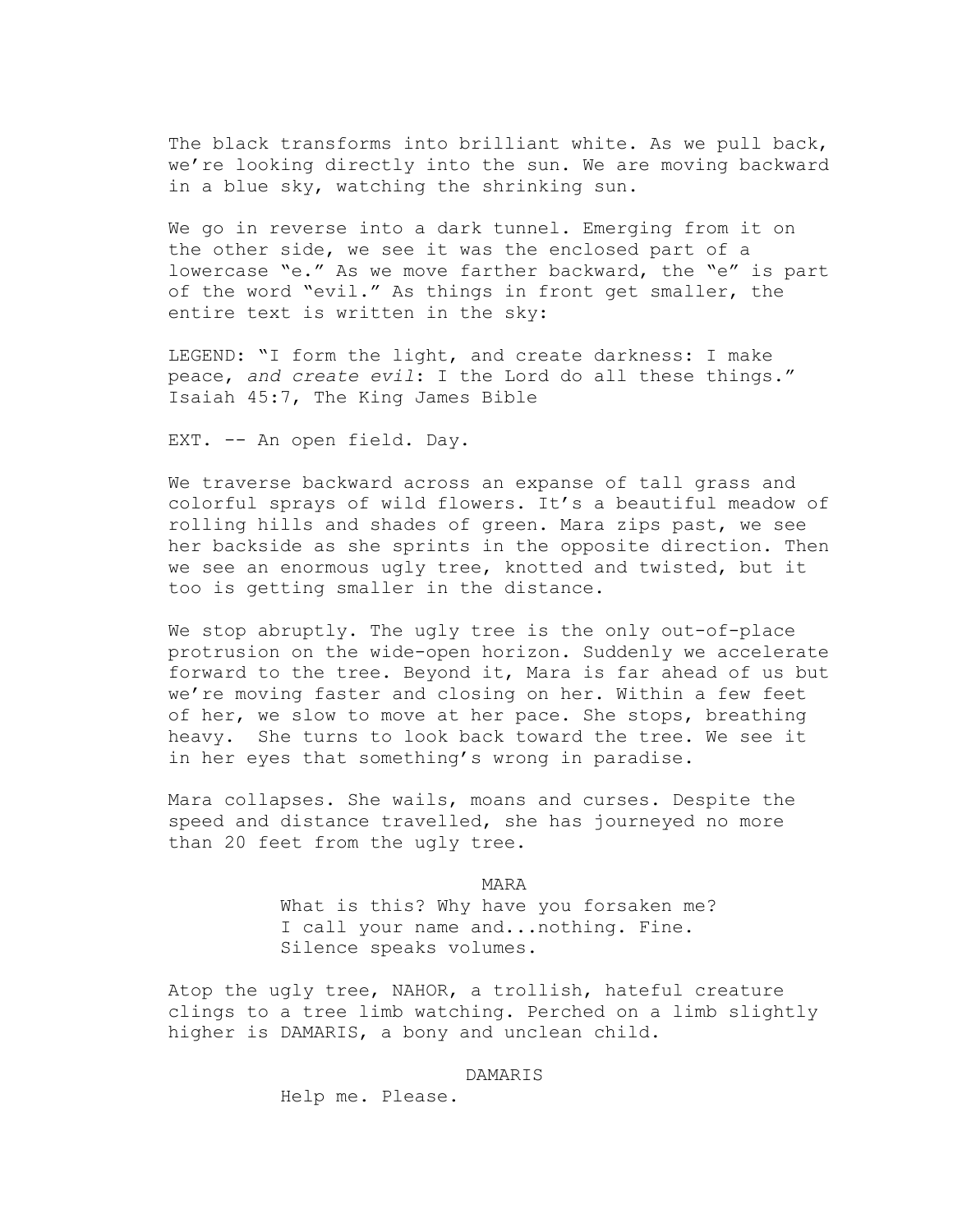The black transforms into brilliant white. As we pull back, we're looking directly into the sun. We are moving backward in a blue sky, watching the shrinking sun.

We go in reverse into a dark tunnel. Emerging from it on the other side, we see it was the enclosed part of a lowercase "e." As we move farther backward, the "e" is part of the word "evil." As things in front get smaller, the entire text is written in the sky:

LEGEND: "I form the light, and create darkness: I make peace, *and create evil*: I the Lord do all these things." Isaiah 45:7, The King James Bible

EXT. -- An open field. Day.

We traverse backward across an expanse of tall grass and colorful sprays of wild flowers. It's a beautiful meadow of rolling hills and shades of green. Mara zips past, we see her backside as she sprints in the opposite direction. Then we see an enormous ugly tree, knotted and twisted, but it too is getting smaller in the distance.

We stop abruptly. The ugly tree is the only out-of-place protrusion on the wide-open horizon. Suddenly we accelerate forward to the tree. Beyond it, Mara is far ahead of us but we're moving faster and closing on her. Within a few feet of her, we slow to move at her pace. She stops, breathing heavy. She turns to look back toward the tree. We see it in her eyes that something's wrong in paradise.

Mara collapses. She wails, moans and curses. Despite the speed and distance travelled, she has journeyed no more than 20 feet from the ugly tree.

MARA

What is this? Why have you forsaken me? I call your name and...nothing. Fine. Silence speaks volumes.

Atop the ugly tree, NAHOR, a trollish, hateful creature clings to a tree limb watching. Perched on a limb slightly higher is DAMARIS, a bony and unclean child.

DAMARIS

Help me. Please.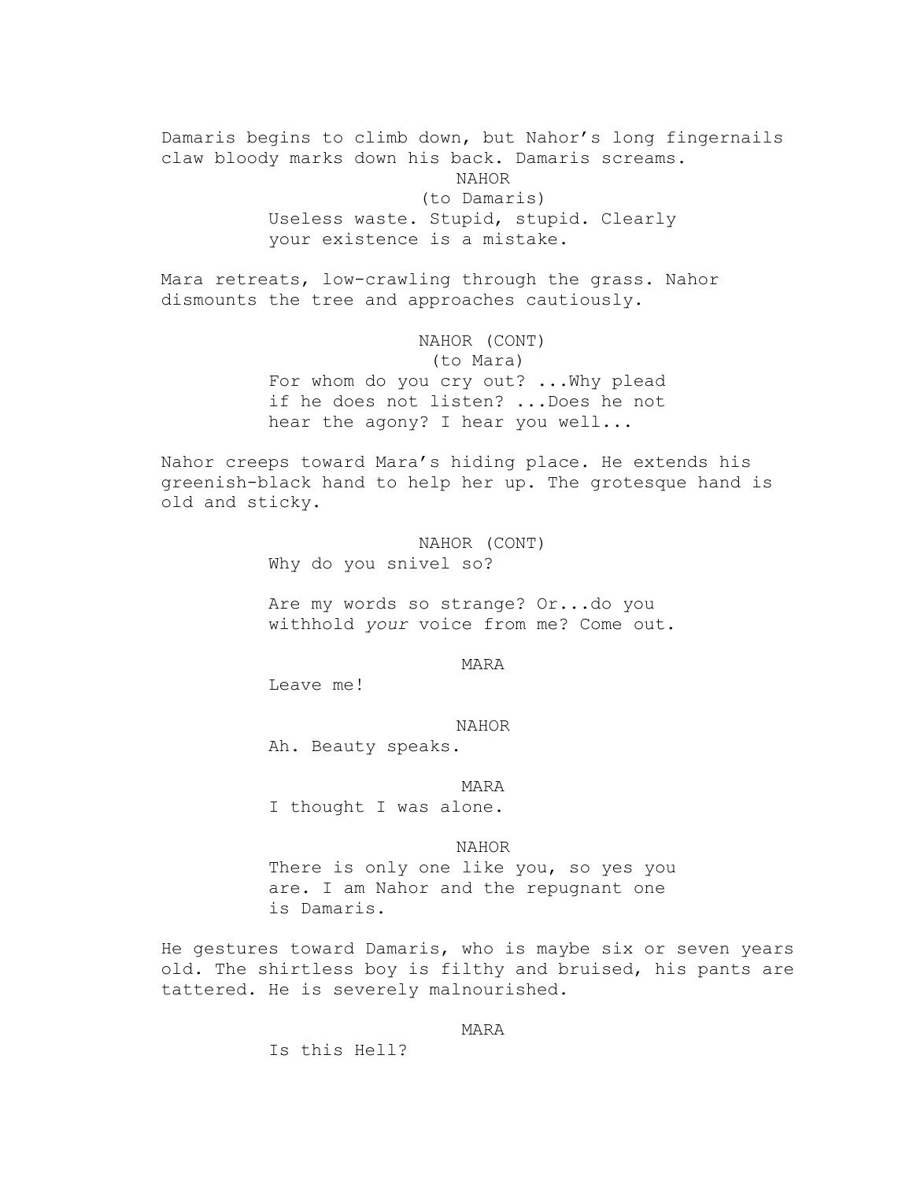Damaris begins to climb down, but Nahor's long fingernails claw bloody marks down his back. Damaris screams.

NAHOR
(to Damaris)
Useless waste. Stupid, stupid. Clearly your existence is a mistake.

Mara retreats, low-crawling through the grass. Nahor dismounts the tree and approaches cautiously.

NAHOR (CONT)
(to Mara)
For whom do you cry out? ...Why plead if he does not listen? ...Does he not hear the agony? I hear you well...

Nahor creeps toward Mara's hiding place. He extends his greenish-black hand to help her up. The grotesque hand is old and sticky.

NAHOR (CONT)
Why do you snivel so?

Are my words so strange? Or...do you withhold *your* voice from me? Come out.

MARA
Leave me!

NAHOR
Ah. Beauty speaks.

MARA
I thought I was alone.

NAHOR
There is only one like you, so yes you are. I am Nahor and the repugnant one is Damaris.

He gestures toward Damaris, who is maybe six or seven years old. The shirtless boy is filthy and bruised, his pants are tattered. He is severely malnourished.

MARA
Is this Hell?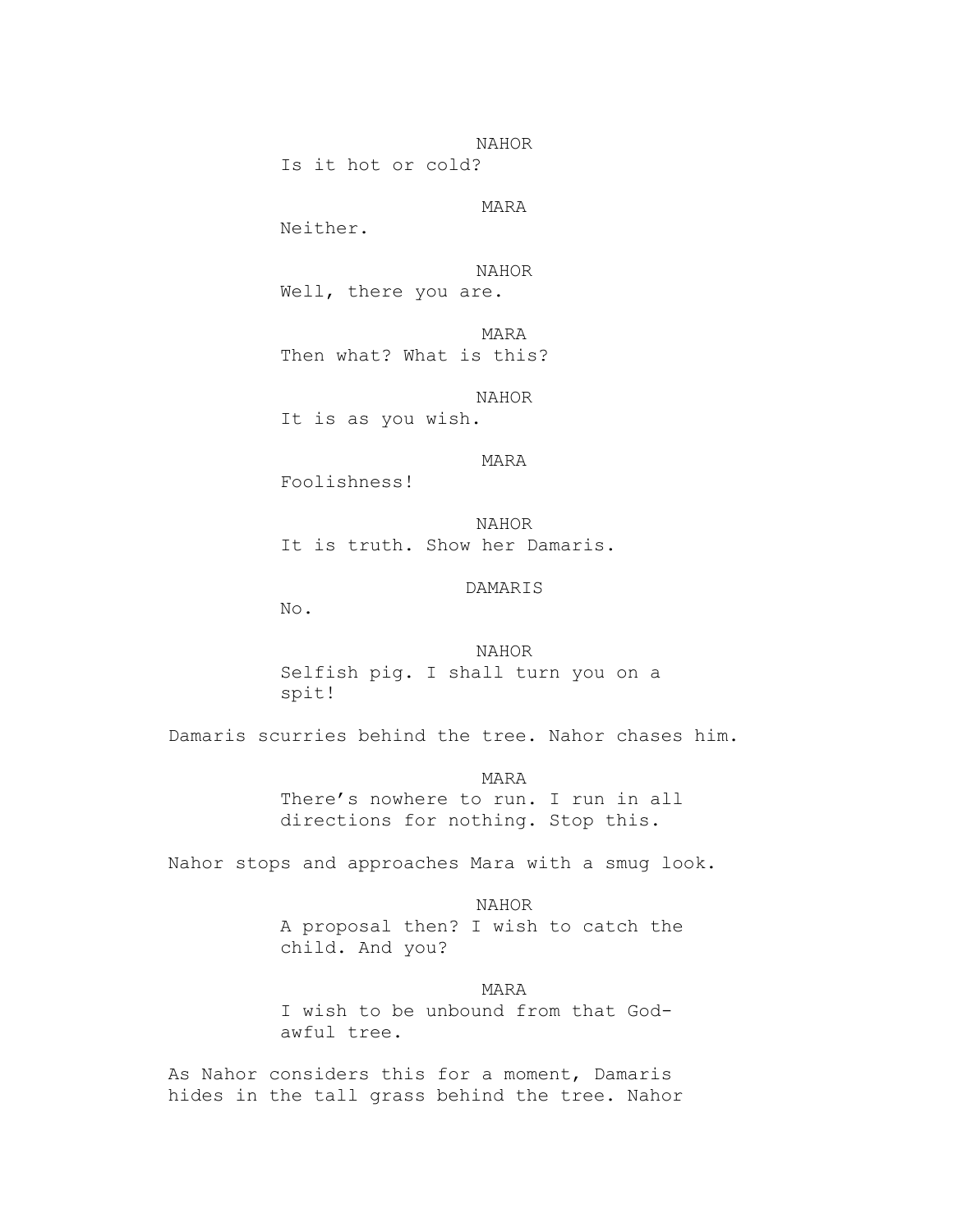NAHOR
Is it hot or cold?

MARA
Neither.

NAHOR
Well, there you are.

MARA
Then what? What is this?

NAHOR
It is as you wish.

MARA
Foolishness!

NAHOR
It is truth. Show her Damaris.

DAMARIS
No.

NAHOR
Selfish pig. I shall turn you on a spit!

Damaris scurries behind the tree. Nahor chases him.

MARA
There's nowhere to run. I run in all directions for nothing. Stop this.

Nahor stops and approaches Mara with a smug look.

NAHOR
A proposal then? I wish to catch the child. And you?

MARA
I wish to be unbound from that God-awful tree.

As Nahor considers this for a moment, Damaris hides in the tall grass behind the tree. Nahor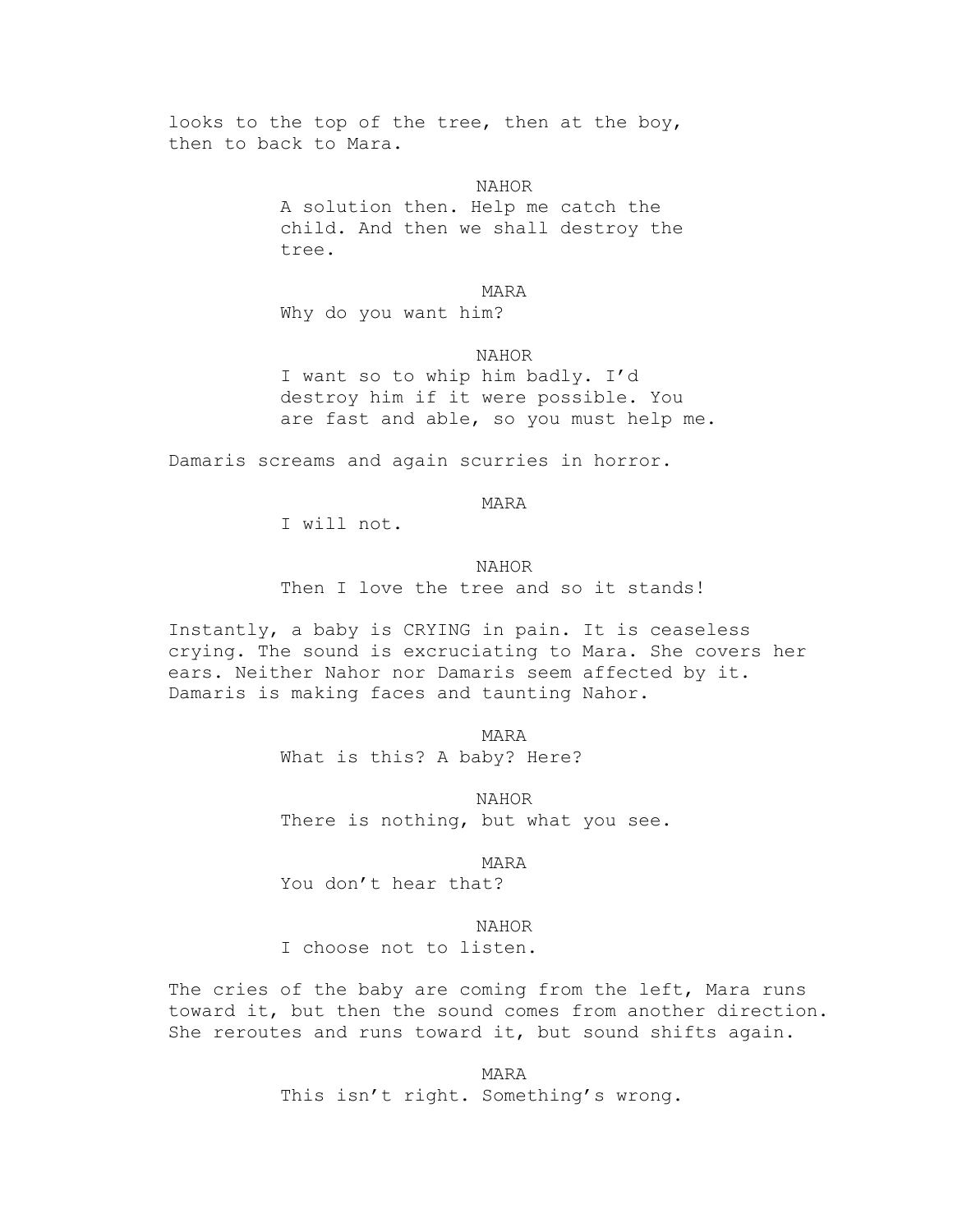looks to the top of the tree, then at the boy, then to back to Mara.

NAHOR
A solution then. Help me catch the child. And then we shall destroy the tree.

MARA
Why do you want him?

NAHOR
I want so to whip him badly. I'd destroy him if it were possible. You are fast and able, so you must help me.

Damaris screams and again scurries in horror.

MARA
I will not.

NAHOR
Then I love the tree and so it stands!

Instantly, a baby is CRYING in pain. It is ceaseless crying. The sound is excruciating to Mara. She covers her ears. Neither Nahor nor Damaris seem affected by it. Damaris is making faces and taunting Nahor.

MARA
What is this? A baby? Here?

NAHOR
There is nothing, but what you see.

MARA
You don't hear that?

NAHOR
I choose not to listen.

The cries of the baby are coming from the left, Mara runs toward it, but then the sound comes from another direction. She reroutes and runs toward it, but sound shifts again.

MARA
This isn't right. Something's wrong.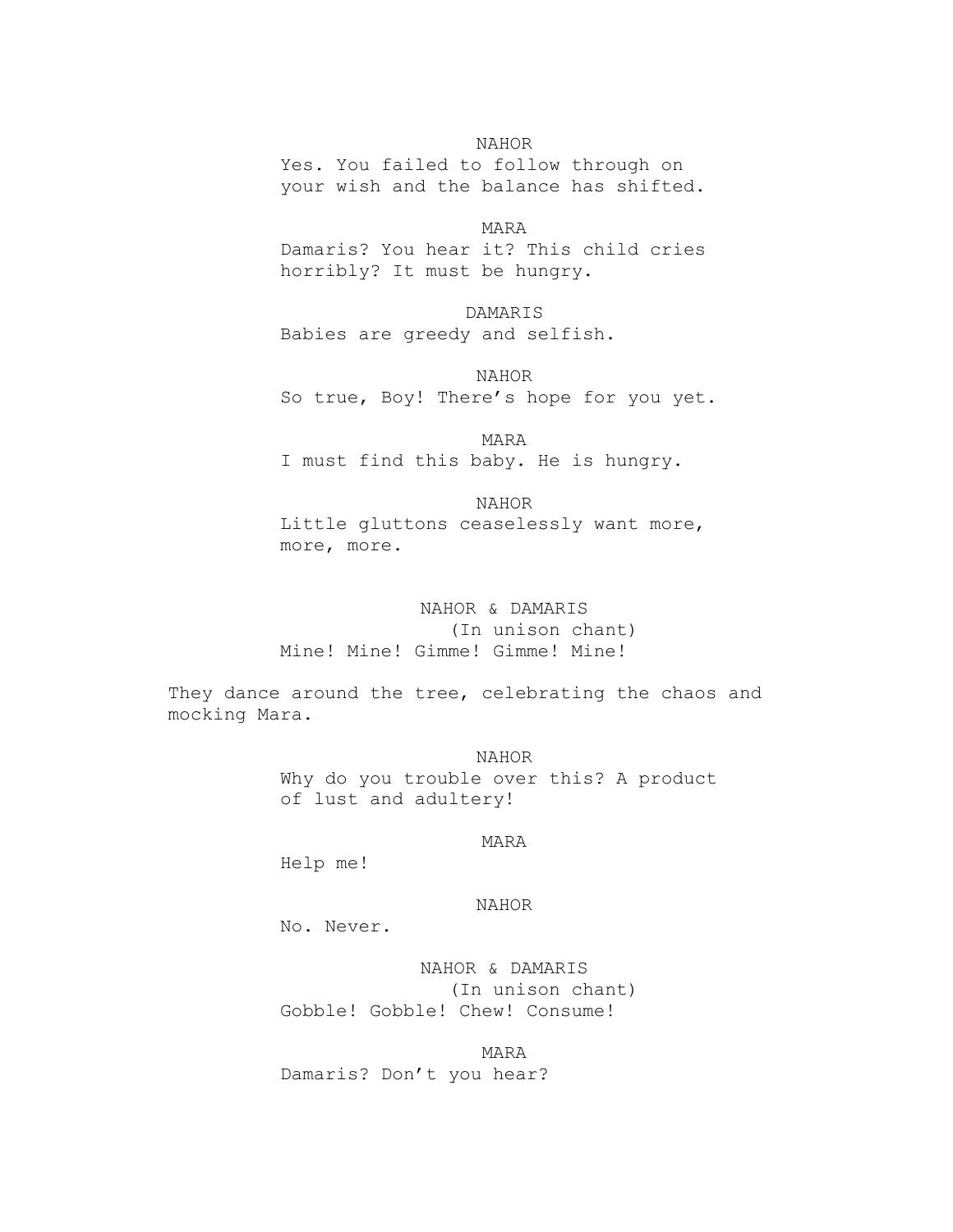NAHOR

Yes. You failed to follow through on your wish and the balance has shifted.

MARA

Damaris? You hear it? This child cries horribly? It must be hungry.

DAMARIS

Babies are greedy and selfish.

NAHOR

So true, Boy! There's hope for you yet.

MARA

I must find this baby. He is hungry.

NAHOR

Little gluttons ceaselessly want more, more, more.

NAHOR & DAMARIS

(In unison chant)

Mine! Mine! Gimme! Gimme! Mine!

They dance around the tree, celebrating the chaos and mocking Mara.

NAHOR

Why do you trouble over this? A product of lust and adultery!

MARA

Help me!

NAHOR

No. Never.

NAHOR & DAMARIS

(In unison chant)

Gobble! Gobble! Chew! Consume!

MARA

Damaris? Don't you hear?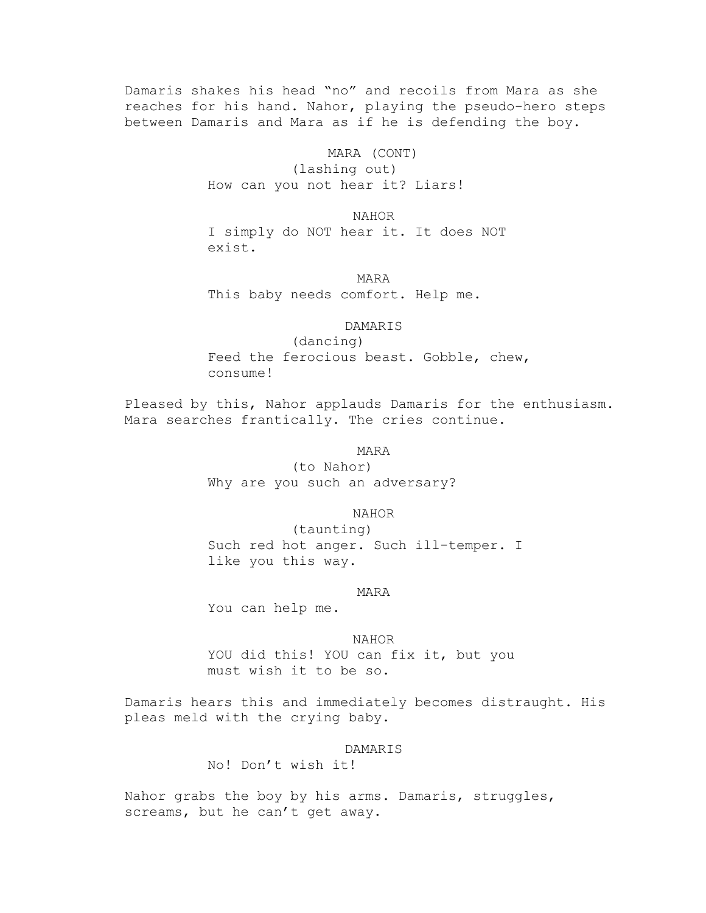Damaris shakes his head “no” and recoils from Mara as she reaches for his hand. Nahor, playing the pseudo-hero steps between Damaris and Mara as if he is defending the boy.

MARA (CONT)
(lashing out)
How can you not hear it? Liars!

NAHOR
I simply do NOT hear it. It does NOT exist.

MARA
This baby needs comfort. Help me.

DAMARIS
(dancing)
Feed the ferocious beast. Gobble, chew, consume!

Pleased by this, Nahor applauds Damaris for the enthusiasm. Mara searches frantically. The cries continue.

MARA
(to Nahor)
Why are you such an adversary?

NAHOR
(taunting)
Such red hot anger. Such ill-temper. I like you this way.

MARA
You can help me.

NAHOR
YOU did this! YOU can fix it, but you must wish it to be so.

Damaris hears this and immediately becomes distraught. His pleas meld with the crying baby.

DAMARIS
No! Don’t wish it!

Nahor grabs the boy by his arms. Damaris, struggles, screams, but he can’t get away.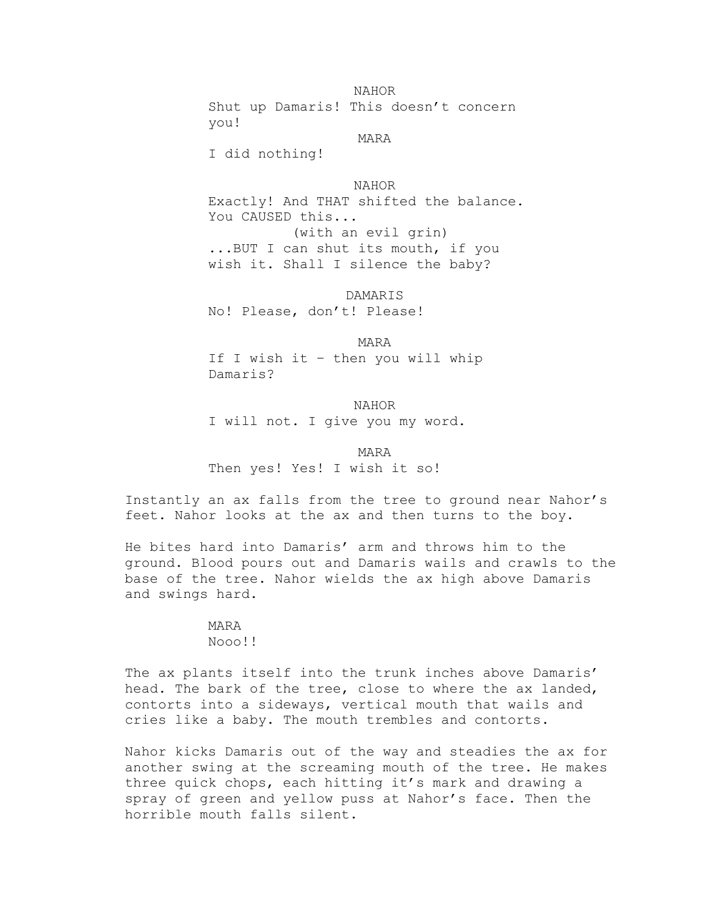NAHOR
Shut up Damaris! This doesn't concern you!

MARA
I did nothing!

NAHOR
Exactly! And THAT shifted the balance. You CAUSED this...
(with an evil grin)
...BUT I can shut its mouth, if you wish it. Shall I silence the baby?

DAMARIS
No! Please, don't! Please!

MARA
If I wish it – then you will whip Damaris?

NAHOR
I will not. I give you my word.

MARA
Then yes! Yes! I wish it so!

Instantly an ax falls from the tree to ground near Nahor's feet. Nahor looks at the ax and then turns to the boy.

He bites hard into Damaris' arm and throws him to the ground. Blood pours out and Damaris wails and crawls to the base of the tree. Nahor wields the ax high above Damaris and swings hard.

MARA
Nooo!!

The ax plants itself into the trunk inches above Damaris' head. The bark of the tree, close to where the ax landed, contorts into a sideways, vertical mouth that wails and cries like a baby. The mouth trembles and contorts.

Nahor kicks Damaris out of the way and steadies the ax for another swing at the screaming mouth of the tree. He makes three quick chops, each hitting it's mark and drawing a spray of green and yellow puss at Nahor's face. Then the horrible mouth falls silent.